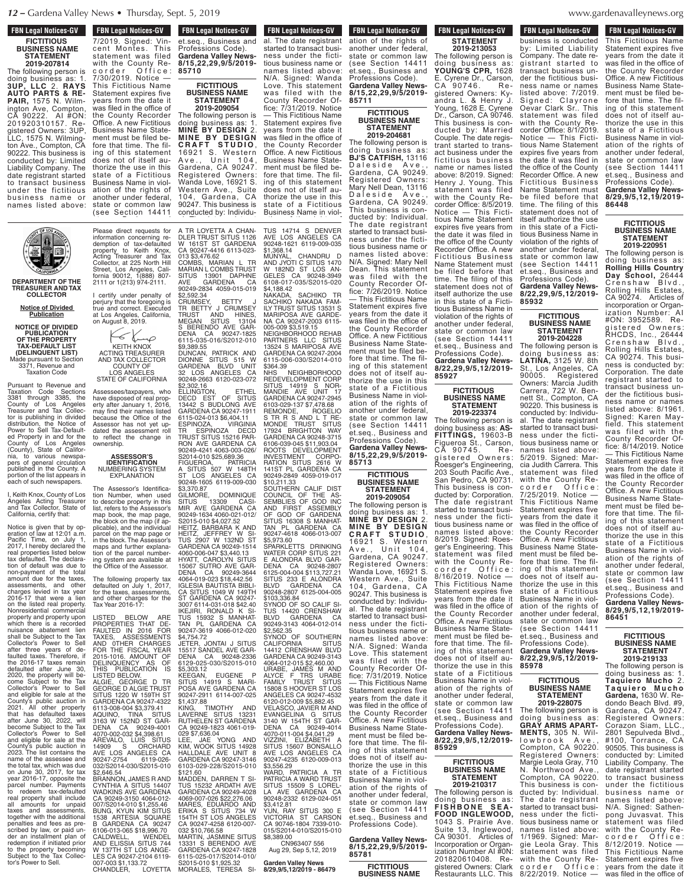FBN Legal Notices-GV

## FICTITIOUS BUSINESS NAME STATEMENT 2019-207814

The following person is doing business as: 1. **3UP, LLC** 2. **RAYS AUTO PARTS & REPAIR,** 1575 N. Wilmington Ave, Compton, CA 90222. AI #ON: 201920310157. Registered Owners: 3UP, LLC, 1575 N. Wilmington Ave., Compton, CA 90222. This business is conducted by: Limited Liability Company. The date registrant started to transact business under the fictitious business name or names listed above: 7/2019. Signed: Vincent Montes. This statement was filed with the County Recorder Office: 7/30/2019. Notice — This Fictitious Name Statement expires five years from the date it was filed in the office of the County Recorder Office. A new Fictitious Business Name Statement must be filed before that time. The filing of this statement does not of itself authorize the use in this state of a Fictitious Business Name in violation of the rights of another under federal, state or common law (see Section 14411 et.seq., Business and Professions Code). **Gardena Valley News-8/15,22,29,9/5/2019-85710**

## FICTITIOUS BUSINESS NAME STATEMENT 2019-209054

The following person is doing business as: 1. **MINE BY DESIGN** 2. **MINE BY DESIGN CRAFT STUDIO**, 16921 S. Western Ave., Unit 104, Gardena, CA 90247. Registered Owners: Wanda Love, 16921 S. Western Ave., Suite 104, Gardena, CA 90247. This business is conducted by: Individual. The date registrant started to transact business under the fictitious business name or names listed above: N/A. Signed: Wanda Love. This statement was filed with the County Recorder Office: 7/31/2019. Notice — This Fictitious Name Statement expires five years from the date it was filed in the office of the County Recorder Office. A new Fictitious Business Name Statement must be filed before that time. The filing of this statement does not of itself authorize the use in this state of a Fictitious Business Name in violation of the rights of another under federal, state or common law (see Section 14411 et.seq., Business and Professions Code). **Gardena Valley News-8/15,22,29,9/5/2019-85711**

## FICTITIOUS BUSINESS NAME STATEMENT 2019-204681

The following person is doing business as: **BJ'S CATFISH,** 13116 Daleside Ave., Gardena, CA 90249. Registered Owners: Mary Nell Dean, 13116 Daleside Ave., Gardena, CA 90249. This business is conducted by: Individual. The date registrant started to transact business under the fictitious business name or names listed above: N/A. Signed: Mary Nell Dean. This statement was filed with the County Recorder Office: 7/26/2019. Notice — This Fictitious Name Statement expires five years from the date it was filed in the office of the County Recorder Office. A new Fictitious Business Name Statement must be filed before that time. The filing of this statement does not of itself authorize the use in this state of a Fictitious Business Name in violation of the rights of another under federal, state or common law (see Section 14411 et.seq., Business and Professions Code). **Gardena Valley News-8/15,22,29,9/5/2019-85713**

## FICTITIOUS BUSINESS NAME STATEMENT 2019-209054

The following person is doing business as: 1. **MINE BY DESIGN** 2. **MINE BY DESIGN CRAFT STUDIO**, 16921 S. Western Ave., Unit 104, Gardena, CA 90247. Registered Owners: Wanda Love, 16921 S. Western Ave., Suite 104, Gardena, CA 90247. This business is conducted by: Individual. The date registrant started to transact business under the fictitious business name or names listed above: N/A. Signed: Wanda Love. This statement was filed with the County Recorder Office: 7/31/2019. Notice — This Fictitious Name Statement expires five years from the date it was filed in the office of the County Recorder Office. A new Fictitious Business Name Statement must be filed before that time. The filing of this statement does not of itself authorize the use in this state of a Fictitious Business Name in violation of the rights of another under federal, state or common law (see Section 14411 et.seq., Business and Professions Code).

**Gardena Valley News-8/15,22,29,9/5/2019-85781**

## FICTITIOUS BUSINESS NAME STATEMENT 2019-213053

The following person is doing business as: **YOUNG'S CPR,** 1628 E. Cyrene Dr., Carson, CA 90746. Registered Owners: Kyandra L. & Henry J. Young, 1628 E. Cyrene Dr., Carson, CA 90746. This business is conducted by: Married Couple. The date registrant started to transact business under the fictitious business name or names listed above: 8/2019. Signed: Henry J. Young. This statement was filed with the County Recorder Office: 8/5/2019. Notice — This Fictitious Name Statement expires five years from the date it was filed in the office of the County Recorder Office. A new Fictitious Business Name Statement must be filed before that time. The filing of this statement does not of itself authorize the use in this state of a Fictitious Business Name in violation of the rights of another under federal, state or common law (see Section 14411 et.seq., Business and Professions Code). **Gardena Valley News-8/22,29,9/5,12/2019-85927**

## FICTITIOUS BUSINESS NAME STATEMENT 2019-223374

The following person is doing business as: **AS-FITTINGS,** 19603-B Figueroa St., Carson, CA 90745. Registered Owners: Roesger's Engineering, 203 South Pacific Ave., San Pedro, CA 90731. This business is conducted by: Corporation. The date registrant started to transact business under the fictitious business name or names listed above: 8/2019. Signed: Roesger's Engineering. This statement was filed with the County Recorder Office: 8/16/2019. Notice — This Fictitious Name Statement expires five years from the date it was filed in the office of the County Recorder Office. A new Fictitious Business Name Statement must be filed before that time. The filing of this statement does not of itself authorize the use in this state of a Fictitious Business Name in violation of the rights of another under federal, state or common law (see Section 14411 et.seq., Business and Professions Code). **Gardena Valley News-8/22,29,9/5,12/2019-85929**

## FICTITIOUS BUSINESS NAME STATEMENT 2019-210317

The following person is doing business as: **FISHBONE SEAFOOD INGLEWOOD,** 1043 S. Prairie Ave. Suite 13, Inglewood, CA 90301. Articles of Incorporation or Organization Number AI #ON: 201820610408. Registered Owners: Clark Restaurants LLC. This business is conducted by: Limited Liability Company. The date registrant started to transact business under the fictitious business name or names listed above: 7/2019. Signed: Clayrone Oevar Clark Sr.. This statement was filed with the County Recorder Office: 8/1/2019. Notice — This Fictitious Name Statement expires five years from the date it was filed in the office of the County Recorder Office. A new Fictitious Business Name Statement must be filed before that time. The filing of this statement does not of itself authorize the use in this state of a Fictitious Business Name in violation of the rights of another under federal, state or common law (see Section 14411 et.seq., Business and Professions Code). **Gardena Valley News-8/22,29,9/5,12/2019-85932**

## FICTITIOUS BUSINESS NAME STATEMENT 2019-204228

The following person is doing business as: **LATINA,** 3125 W. 8th St., Los Angeles, CA 90005. Registered Owners: Marcia Judith Carrera, 722 W. Bennett St., Compton, CA 90220. This business is conducted by: Individual. The date registrant started to transact business under the fictitious business name or names listed above: 5/2019. Signed: Marcia Judith Carrera. This statement was filed with the County Recorder Office: 7/25/2019. Notice — This Fictitious Name Statement expires five years from the date it was filed in the office of the County Recorder Office. A new Fictitious Business Name Statement must be filed before that time. The filing of this statement does not of itself authorize the use in this state of a Fictitious Business Name in violation of the rights of another under federal, state or common law (see Section 14411 et.seq., Business and Professions Code). **Gardena Valley News-8/22,29,9/5,12/2019-85978**

## FICTITIOUS BUSINESS NAME STATEMENT 2019-228075

The following person is doing business as: **GRAY ARMS APARTMENTS,** 305 N. Willowbrook Ave., Compton, CA 90220. Registered Owners: Margie Leola Gray, 710 N. Northwood Ave., Compton, CA 90220. This business is conducted by: Individual. The date registrant started to transact business under the fictitious business name or names listed above: 1/1969. Signed: Margie Leola Gray. This statement was filed with the County Recorder Office: 8/22/2019. Notice — This Fictitious Name Statement expires five years from the date it was filed in the office of the County Recorder Office. A new Fictitious Business Name Statement must be filed before that time. The filing of this statement does not of itself authorize the use in this state of a Fictitious Business Name in violation of the rights of another under federal, state or common law (see Section 14411 et.seq., Business and Professions Code). **Gardena Valley News-8/29,9/5,12,19/2019-86448**

## FICTITIOUS BUSINESS NAME STATEMENT 2019-220951

The following person is doing business as: **Rolling Hills Country Day School,** 26444 Crenshaw Blvd., Rolling Hills Estates, CA 90274. Articles of Incorporation or Organization Number: AI #ON: 3952589. Registered Owners: RHCDS, Inc., 26444 Crenshaw Blvd., Rolling Hills Estates, CA 90274. This business is conducted by: Corporation. The date registrant started to transact business under the fictitious business name or names listed above: 8/1961. Signed: Karen Mayfield. This statement was filed with the County Recorder Office: 8/14/2019. Notice — This Fictitious Name Statement expires five years from the date it was filed in the office of the County Recorder Office. A new Fictitious Business Name Statement must be filed before that time. The filing of this statement does not of itself authorize the use in this state of a Fictitious Business Name in violation of the rights of another under federal, state or common law (see Section 14411 et.seq., Business and Professions Code). **Gardena Valley News-8/29,9/5,12,19/2019-86451**

## FICTITIOUS BUSINESS NAME STATEMENT 2019-219133

The following person is doing business as: 1. **Taquiero Mucho** 2. **Taquiero Mucho Gardena,** 1630 W. Redondo Beach Blvd. #9, Gardena, CA 90247. Registered Owners: Corazon Siam, LLC., 2801 Sepulveda Blvd., #100, Torrance, CA 90505. This business is conducted by: Limited Liability Company. The date registrant started to transact business under the fictitious business name or names listed above: N/A. Signed: Sathenpong Juvasvat. This statement was filed with the County Recorder Office: 8/12/2019. Notice — This Fictitious Name Statement expires five years from the date it was filed in the office of

---

DEPARTMENT OF THE TREASURER AND TAX COLLECTOR

**Notice of Divided Publication**

**NOTICE OF DIVIDED PUBLICATION OF THE PROPERTY TAX DEFAULT LIST (DELINQUENT LIST)**

Made pursuant to Section 3371, Revenue and Taxation Code

Pursuant to Revenue and Taxation Code Sections 3381 through 3385, the County of Los Angeles Treasurer and Tax Collector is publishing in divided distribution, the Notice of Power to Sell Tax-Defaulted Property in and for the County of Los Angeles (County), State of California, to various newspapers of general circulation published in the County. A portion of the list appears in each of such newspapers.

I, Keith Knox, County of Los Angeles Acting Treasurer and Tax Collector, State of California, certify that:

Notice is given that by operation of law at 12:01 a.m. Pacific Time, on July 1, 2017, I hereby declared the real properties listed below tax defaulted. The declaration of default was due to non-payment of the total amount due for the taxes, assessments, and other charges levied in tax year 2016-17 that were a lien on the listed real property. Nonresidential commercial property and property upon which there is a recorded nuisance abatement lien shall be Subject to the Tax Collector's Power to Sell after three years of defaulted taxes. Therefore, if the 2016-17 taxes remain defaulted after June 30, 2020, the property will become Subject to the Tax Collector's Power to Sell and eligible for sale at the County's public auction in 2021. All other property that has defaulted taxes after June 30, 2022, will become Subject to the Tax Collector's Power to Sell and eligible for sale at the County's public auction in 2023. The list contains the name of the assessee and the total tax, which was due on June 30, 2017, for tax year 2016-17, opposite the parcel number. Payments to redeem tax-defaulted real property shall include all amounts for unpaid taxes and assessments, together with the additional penalties and fees as prescribed by law, or paid under an installment plan of redemption if initiated prior to the property becoming Subject to the Tax Collector's Power to Sell.

Please direct requests for information concerning redemption of tax-defaulted property to Keith Knox, Acting Treasurer and Tax Collector, at 225 North Hill Street, Los Angeles, California 90012, 1(888) 807-2111 or 1(213) 974-2111.

I certify under penalty of perjury that the foregoing is true and correct. Executed at Los Angeles, California, on August 8, 2019.

KEITH KNOX
ACTING TREASURER AND TAX COLLECTOR
COUNTY OF LOS ANGELES
STATE OF CALIFORNIA

Assessees/taxpayers, who have disposed of real property after January 1, 2016, may find their names listed because the Office of the Assessor has not yet updated the assessment roll to reflect the change in ownership.

**ASSESSOR'S IDENTIFICATION NUMBERING SYSTEM EXPLANATION**

The Assessor's Identification Number, when used to describe property in this list, refers to the Assessor's map book, the map page, the block on the map (if applicable), and the individual parcel on the map page or in the block. The Assessor's maps and further explanation of the parcel numbering system are available at the Office of the Assessor.

The following property tax defaulted on July 1, 2017, for the taxes, assessments, and other charges for the Tax Year 2016-17:

LISTED BELOW ARE PROPERTIES THAT DEFAULTED IN 2016 FOR TAXES, ASSESSMENTS AND OTHER CHARGES FOR THE FISCAL YEAR 2015-1016. AMOUNT OF DELINQUENCY AS OF THIS PUBLICATION IS LISTED BELOW.

ALGIE, GEORGE D TR GEORGE D ALGIE TRUST SITUS 1220 W 159TH ST GARDENA CA 90247-4322 6113-008-004 $3,379.41
AQUINO, TINA SITUS 3163 W 152ND ST GARDENA CA 90249-4001 4070-002-032 $4,398.61
AREVALO, LUIS SITUS 14909 S ORCHARD AVE LOS ANGELES CA 90247-2754 6119-026-032/S2014-030/S2015-010 $2,646.54
BRANNON, JAMES R AND CYNTHIA A SITUS 14407 WADKINS AVE GARDENA CA 90249-3150 4064-012-007/S2014-010 $1,255.46
BUNG, KYUN KIM SITUS 1538 ARTESIA SQUARE B GARDENA CA 90247 6106-013-065 $18,996.70
CALDWELL, WENDEL AND ELISSIA SITUS 744 W 137TH ST LOS ANGELES CA 90247-2104 6119-007-003 $1,133.72
CHANDLER, LOYETTA A TR LOYETTA A CHANDLER TRUST SITUS 1126 W 161ST ST GARDENA CA 90247-4416 6113-023-013 $3,476.62
COMBS, MARIAN L TR MARIAN L COMBS TRUST SITUS 13901 DAPHNE AVE GARDENA CA 90249-2834 4059-015-019 $2,592.34
CRUMSEY, BETTY J TR BETTY J CRUMSEY TRUST AND HINES, MEGAN SITUS 13104 S BERENDO AVE GARDENA CA 90247-1825 6115-035-016/S2012-010 $9,389.55
DUNCAN, PATRICK AND DIONNE SITUS 515 W GARDENA BLVD UNIT 32 LOS ANGELES CA 90248-2663 6120-023-072 $2,302.16
ELLINGTON, ETHEL DECD EST OF SITUS 13442 S BUDLONG AVE GARDENA CA 90247-1911 6115-024-013 $6,404.11
ESPINOZA, VIRGINIA TR ESPINOZA DECD TRUST SITUS 15216 PARRON AVE GARDENA CA 90249-4241 4063-003-026/S2014-010 $25,689.36
FIGUEROA, PATRICIA A SITUS 507 W 148TH ST LOS ANGELES CA 90248-1605 6119-009-030 $3,370.87
GILMORE, DOMINIQUE SITUS 13309 CASIMIR AVE GARDENA CA 90249-1634 4060-021-012/S2015-010 $4,027.52
HEITZ, BARBARA K AND HEITZ, JEFFREY W SITUS 2907 W 132ND ST GARDENA CA 90249-1514 4060-006-047 $3,440.13
HYATT, CAROLYN SITUS 15067 SUTRO AVE GARDENA CA 90249-3644 4064-019-023 $18,442.56
IGLESIA BAUTISTA BIBLICA SITUS 1049 W 149TH ST GARDENA CA 90247-3007 6114-031-018 $42.40
IKEUHI, RONALD K SITUS 15932 S MANHATTAN PL GARDENA CA 90247-3619 4066-012-020 $4,754.72
JETER, JONTAI J SITUS 15517 SANDEL AVE GARDENA CA 90248-2336 6129-025-030/S2015-010 $5,303.12
KEEGAN, EUGENE P SITUS 14919 S MARIPOSA AVE GARDENA CA 90247-2911 6114-007-025 $1,437.88
KING, TIMOTHY AND LAVERNE SITUS 13231 RUTHELEN ST GARDENA CA 90249-1823 4061-019-029 $7,636.04
LEE, JAE YONG AND KIM, WOOK SITUS 14928 HALLDALE AVE UNIT 8 GARDENA CA 90247-3146 6103-029-228/S2015-010 $121.60
MADDEN, DARREN T SITUS 15232 ARDATH AVE GARDENA CA 90249-4028 4069-007-026 $22,276.06
MARES, EDUARDO AND ERIKA S SITUS 734 W 154TH ST LOS ANGELES CA 90247-4258 6120-007-032 $10,766.58
MARTIN, JASMINE SITUS 13331 S BERENDO AVE GARDENA CA 90247-1828 6115-025-017/S2014-010/S2015-010 $1,925.32
MORALES, TERESA SITUS 14714 S DENVER AVE LOS ANGELES CA 90248-1621 6119-009-035 $1,368.14
MUNYAL, CHANDRU D AND JYOTI C SITUS 1470 W 182ND ST LOS ANGELES CA 90248-3949 6108-017-035/S2015-020 $4,188.42
NAKADA, SACHIKO TR SACHIKO NAKADA FAMILY TRUST SITUS 13531 S MARIPOSA AVE GARDENA CA 90247-2003 6115-005-009 $3,519.15
NEIGHBORHOOD REHAB PARTNERS LLC SITUS 13524 S MARIPOSA AVE GARDENA CA 90247-2004 6115-006-030/S2014-010 $364.39
NHS NEIGHBORHOOD REDEVELOPMENT CORP SITUS 14919 S NORMANDIE AVE UNIT 17 GARDENA CA 90247-2945 6103-029-137 $7,478.68
REMONDE, ROGELIO S TR R S AND L T REMONDE TRUST SITUS 17924 BRIGHTON WAY GARDENA CA 90248-3715 6106-039-045 $11,903.04
ROOTS DEVELOPMENT INVESTMENT CORPORATION SITUS 2616 W 141ST PL GARDENA CA 90249-2849 4059-019-017 $10,211.33
SOUTHERN CALIF DIST COUNCIL OF THE ASSEMBLIES OF GOD INC AND FIRST ASSEMBLY OF GOD OF GARDENA SITUS 16308 S MANHATTAN PL GARDENA CA 90247-4618 4066-013-007 $5,973.60
SPARKLETTS DRINKING WATER CORP SITUS 221 E ALONDRA BLVD GARDENA CA 90248-2807 6125-004-004 $113,727.21
SITUS 233 E ALONDRA BLVD GARDENA CA 90248-2807 6125-004-005 $103,336.84
SYNOD OF SO CALIF SITUS 14420 CRENSHAW BLVD GARDENA CA 90249-3143 4064-012-014 $2,562.35
SYNOD OF SOUTHERN CALIFORNIA SITUS 14412 CRENSHAW BLVD GARDENA CA 90249-3143 4064-012-015 $2,460.00
URABE, JAMES M AND ALYCE F TRS URABE FAMILY TRUST SITUS 15808 S HOOVER ST LOS ANGELES CA 90247-4532 6120-012-009 $5,882.45
VELASCO, JAVIER M AND EVANGELINA G SITUS 3140 W 154TH ST GARDENA CA 90249-4014 4070-011-004 $4,041.29
VIZZINI, ELIZABETH A SITUS 15607 BONSALLO AVE LOS ANGELES CA 90247-4235 6120-009-013 $3,556.29
WARD, PATRICIA A TR PATRICIA A WARD TRUST SITUS 15509 S LORELLA AVE GARDENA CA 90248-2332 6129-024-051 $3,412.81
YUN, RAY SITUS 300 E VICTORIA ST CARSON CA 90746-1804 7339-010-015/S2014-010/S2015-010 $8,389.00

CN963407 556
Aug 29, Sep 5,12, 2019

**Garden Valley News 8/29,9/5,12/2019 - 86479**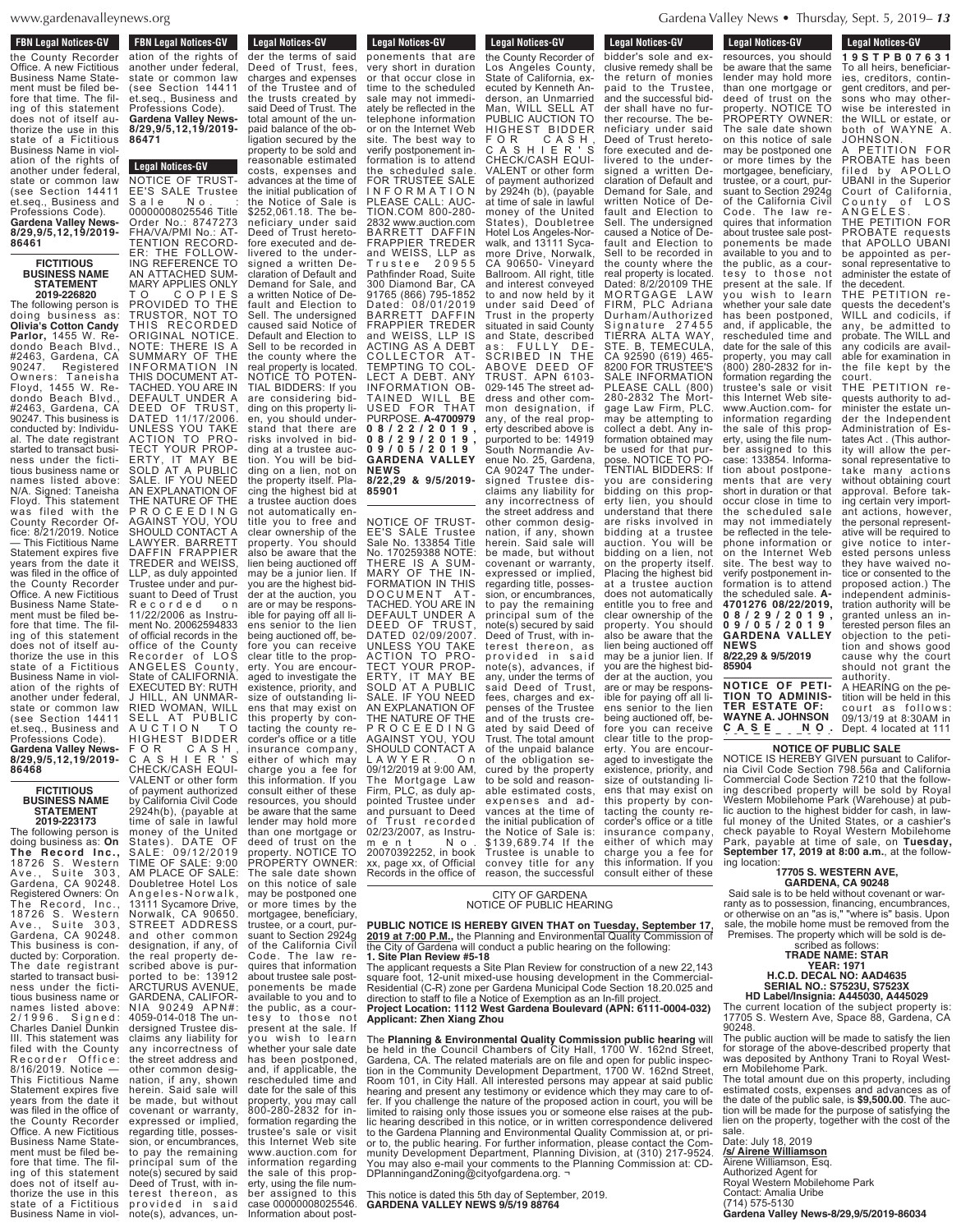the County Recorder Office. A new Fictitious Business Name Statement must be filed before that time. The filing of this statement does not of itself authorize the use in this state of a Fictitious Business Name in violation of the rights of another under federal, state or common law (see Section 14411 et.seq., Business and Professions Code).
**Gardena Valley News-8/29,9/5,12,19/2019-86461**

### FICTITIOUS BUSINESS NAME STATEMENT 2019-226820

The following person is doing business as: **Olivia's Cotton Candy Parlor,** 1455 W. Redondo Beach Blvd., #2463, Gardena, CA 90247. Registered Owners: Taneisha Floyd, 1455 W. Redondo Beach Blvd., #2463, Gardena, CA 90247. This business is conducted by: Individual. The date registrant started to transact business under the fictitious business name or names listed above: N/A. Signed: Taneisha Floyd. This statement was filed with the County Recorder Office: 8/21/2019. Notice — This Fictitious Name Statement expires five years from the date it was filed in the office of the County Recorder Office. A new Fictitious Business Name Statement must be filed before that time. The filing of this statement does not of itself authorize the use in this state of a Fictitious Business Name in violation of the rights of another under federal, state or common law (see Section 14411 et.seq., Business and Professions Code).
**Gardena Valley News-8/29,9/5,12,19/2019-86468**

### FICTITIOUS BUSINESS NAME STATEMENT 2019-223173

The following person is doing business as: **On The Record Inc.,** 18726 S. Western Ave., Suite 303, Gardena, CA 90248. Registered Owners: On The Record, Inc., 18726 S. Western Ave., Suite 303, Gardena, CA 90248. This business is conducted by: Corporation. The date registrant started to transact business under the fictitious business name or names listed above: 2/1996. Signed: Charles Daniel Dunkin III. This statement was filed with the County Recorder Office: 8/16/2019. Notice — This Fictitious Name Statement expires five years from the date it was filed in the office of the County Recorder Office. A new Fictitious Business Name Statement must be filed before that time. The filing of this statement does not of itself authorize the use in this state of a Fictitious Business Name in violation of the rights of another under federal, state or common law (see Section 14411 et.seq., Business and Professions Code).
**Gardena Valley News-8/29,9/5,12,19/2019-86471**

NOTICE OF TRUSTEE'S SALE Trustee Sale No. : 00000008025546 Title Order No.: 8747273 FHA/VA/PMI No.: ATTENTION RECORDER: THE FOLLOWING REFERENCE TO AN ATTACHED SUMMARY APPLIES ONLY TO COPIES PROVIDED TO THE TRUSTOR, NOT TO THIS RECORDED ORIGINAL NOTICE. NOTE: THERE IS A SUMMARY OF THE INFORMATION IN THIS DOCUMENT ATTACHED. YOU ARE IN DEFAULT UNDER A DEED OF TRUST, DATED 11/17/2006. UNLESS YOU TAKE ACTION TO PROTECT YOUR PROPERTY, IT MAY BE SOLD AT A PUBLIC SALE. IF YOU NEED AN EXPLANATION OF THE NATURE OF THE PROCEEDING AGAINST YOU, YOU SHOULD CONTACT A LAWYER. BARRETT DAFFIN FRAPPIER TREDER and WEISS, LLP, as duly appointed Trustee under and pursuant to Deed of Trust Recorded on 11/22/2006 as Instrument No. 20062594833 of official records in the office of the County Recorder of LOS ANGELES County, State of CALIFORNIA. EXECUTED BY: RUTH J HILL, AN UNMARRIED WOMAN, WILL SELL AT PUBLIC AUCTION TO HIGHEST BIDDER FOR CASH, CASHIER'S CHECK/CASH EQUIVALENT or other form of payment authorized by California Civil Code 2924h(b), (payable at time of sale in lawful money of the United States). DATE OF SALE: 09/12/2019 TIME OF SALE: 9:00 AM PLACE OF SALE: Doubletree Hotel Los Angeles-Norwalk, 13111 Sycamore Drive, Norwalk, CA 90650. STREET ADDRESS and other common designation, if any, of the real property described above is purported to be: 13912 ARCTURUS AVENUE, GARDENA, CALIFORNIA 90249 APN#: 4059-014-018 The undersigned Trustee disclaims any liability for any incorrectness of the street address and other common designation, if any, shown herein. Said sale will be made, but without covenant or warranty, expressed or implied, regarding title, possession, or encumbrances, to pay the remaining principal sum of the note(s) secured by said Deed of Trust, with interest thereon, as provided in said note(s), advances, under the terms of said Deed of Trust, fees, charges and expenses of the Trustee and of the trusts created by said Deed of Trust. The total amount of the unpaid balance of the obligation secured by the property to be sold and reasonable estimated costs, expenses and advances at the time of the initial publication of the Notice of Sale is $252,061.18. The beneficiary under said Deed of Trust heretofore executed and delivered to the undersigned a written Declaration of Default and Demand for Sale, and a written Notice of Default and Election to Sell. The undersigned caused said Notice of Default and Election to Sell to be recorded in the county where the real property is located. NOTICE TO POTENTIAL BIDDERS: If you are considering bidding on this property lien, you should understand that there are risks involved in bidding at a trustee auction. You will be bidding on a lien, not on the property itself. Placing the highest bid at a trustee auction does not automatically entitle you to free and clear ownership of the property. You should also be aware that the lien being auctioned off may be a junior lien. If you are the highest bidder at the auction, you are or may be responsible for paying off all liens senior to the lien being auctioned off, before you can receive clear title to the property. You are encouraged to investigate the existence, priority, and size of outstanding liens that may exist on this property by contacting the county recorder's office or a title insurance company, either of which may charge you a fee for this information. If you consult either of these resources, you should be aware that the same lender may hold more than one mortgage or deed of trust on the property. NOTICE TO PROPERTY OWNER: The sale date shown on this notice of sale may be postponed one or more times by the mortgagee, beneficiary, trustee, or a court, pursuant to Section 2924g of the California Civil Code. The law requires that information about trustee sale postponements be made available to you and to the public, as a courtesy to those not present at the sale. If you wish to learn whether your sale date has been postponed, and, if applicable, the rescheduled time and date for the sale of this property, you may call 800-280-2832 for information regarding the trustee's sale or visit this Internet Web site www.auction.com for information regarding the sale of this property, using the file number assigned to this case 00000008025546. Information about postponements that are very short in duration or that occur close in time to the scheduled sale may not immediately be reflected in the telephone information or on the Internet Web site. The best way to verify postponement information is to attend the scheduled sale. FOR TRUSTEE SALE INFORMATION PLEASE CALL: AUCTION.COM 800-280-2832 www.auction.com BARRETT DAFFIN FRAPPIER TREDER and WEISS, LLP as Trustee 20955 Pathfinder Road, Suite 300 Diamond Bar, CA 91765 (866) 795-1852 Dated: 08/01/2019 BARRETT DAFFIN FRAPPIER TREDER and WEISS, LLP IS ACTING AS A DEBT COLLECTOR ATTEMPTING TO COLLECT A DEBT. ANY INFORMATION OBTAINED WILL BE USED FOR THAT PURPOSE. **A-4700979 08/22/2019, 08/29/2019, 09/05/2019**
**GARDENA VALLEY NEWS 8/22,29 & 9/5/2019-85901**

NOTICE OF TRUSTEE'S SALE Trustee Sale No. 133854 Title No. 170259388 NOTE: THERE IS A SUMMARY OF THE INFORMATION IN THIS DOCUMENT ATTACHED. YOU ARE IN DEFAULT UNDER A DEED OF TRUST, DATED 02/09/2007. UNLESS YOU TAKE ACTION TO PROTECT YOUR PROPERTY, IT MAY BE SOLD AT A PUBLIC SALE. IF YOU NEED AN EXPLANATION OF THE NATURE OF THE PROCEEDING AGAINST YOU, YOU SHOULD CONTACT A LAWYER. On 09/12/2019 at 9:00 AM, The Mortgage Law Firm, PLC, as duly appointed Trustee under and pursuant to Deed of Trust recorded 02/23/2007, as Instrument No. 20070392252, in book xx, page xx, of Official Records in the office of the County Recorder of Los Angeles County, State of California, executed by Kenneth Anderson, an Unmarried Man, WILL SELL AT PUBLIC AUCTION TO HIGHEST BIDDER FOR CASH, CASHIER'S CHECK/CASH EQUIVALENT or other form of payment authorized by 2924h (b), (payable at time of sale in lawful money of the United States), Doubletree Hotel Los Angeles-Norwalk, and 13111 Sycamore Drive, Norwalk, CA 90650- Vineyard Ballroom. All right, title and interest conveyed to and now held by it under said Deed of Trust in the property situated in said County and State, described as: FULLY DESCRIBED IN THE ABOVE DEED OF TRUST. APN 6103-029-145 The street address and other common designation, if any, of the real property described above is purported to be: 14919 South Normandie Avenue No. 25, Gardena, CA 90247 The undersigned Trustee disclaims any liability for any incorrectness of the street address and other common designation, if any, shown herein. Said sale will be made, but without covenant or warranty, expressed or implied, regarding title, possession, or encumbrances, to pay the remaining principal sum of the note(s) secured by said Deed of Trust, with interest thereon, as provided in said note(s), advances, if any, under the terms of said Deed of Trust, fees, charges and expenses of the Trustee and of the trusts created by said Deed of Trust. The total amount of the unpaid balance of the obligation secured by the property to be sold and reasonable estimated costs, expenses and advances at the time of the initial publication of the Notice of Sale is: $139,689.74 If the Trustee is unable to convey title for any reason, the successful bidder's sole and exclusive remedy shall be the return of monies paid to the Trustee, and the successful bidder shall have no further recourse. The beneficiary under said Deed of Trust heretofore executed and delivered to the undersigned a written Declaration of Default and Demand for Sale, and written Notice of Default and Election to Sell. The undersigned caused a Notice of Default and Election to Sell to be recorded in the county where the real property is located. Dated: 8/2/20109 THE MORTGAGE LAW FIRM, PLC Adriana Durham/Authorized Signature 27455 TIERRA ALTA WAY, STE. B, TEMECULA, CA 92590 (619) 465-8200 FOR TRUSTEE'S SALE INFORMATION PLEASE CALL (800) 280-2832 The Mortgage Law Firm, PLC. may be attempting to collect a debt. Any information obtained may be used for that purpose. NOTICE TO POTENTIAL BIDDERS: If you are considering bidding on this property lien, you should understand that there are risks involved in bidding at a trustee auction. You will be bidding on a lien, not on the property itself. Placing the highest bid at a trustee auction does not automatically entitle you to free and clear ownership of the property. You should also be aware that the lien being auctioned off may be a junior lien. If you are the highest bidder at the auction, you are or may be responsible for paying off all liens senior to the lien being auctioned off, before you can receive clear title to the property. You are encouraged to investigate the existence, priority, and size of outstanding liens that may exist on this property by contacting the county recorder's office or a title insurance company, either of which may charge you a fee for this information. If you consult either of these resources, you should be aware that the same lender may hold more than one mortgage or deed of trust on the property. NOTICE TO PROPERTY OWNER: The sale date shown on this notice of sale may be postponed one or more times by the mortgagee, beneficiary, trustee, or a court, pursuant to Section 2924g of the California Civil Code. The law requires that information about trustee sale postponements be made available to you and to the public, as a courtesy to those not present at the sale. If you wish to learn whether your sale date has been postponed, and, if applicable, the rescheduled time and date for the sale of this property, you may call (800) 280-2832 for information regarding the trustee's sale or visit this Internet Web site www.Auction.com- for information regarding the sale of this property, using the file number assigned to this case: 133854. Information about postponements that are very short in duration or that occur close in time to the scheduled sale may not immediately be reflected in the telephone information or on the Internet Web site. The best way to verify postponement information is to attend the scheduled sale. **A-4701276 08/22/2019, 08/29/2019, 09/05/2019**
**GARDENA VALLEY NEWS 8/22,29 & 9/5/2019 85904**

**NOTICE OF PETITION TO ADMINISTER ESTATE OF: WAYNE A. JOHNSON CASE NO. 19STPB07631**

To all heirs, beneficiaries, creditors, contingent creditors, and persons who may otherwise be interested in the WILL or estate, or both of WAYNE A. JOHNSON.

A PETITION FOR PROBATE has been filed by APOLLO UBANI in the Superior Court of California, County of LOS ANGELES.

THE PETITION FOR PROBATE requests that APOLLO UBANI be appointed as personal representative to administer the estate of the decedent.

THE PETITION requests the decedent's WILL and codicils, if any, be admitted to probate. The WILL and any codicils are available for examination in the file kept by the court.

THE PETITION requests authority to administer the estate under the Independent Administration of Estates Act . (This authority will allow the personal representative to take many actions without obtaining court approval. Before taking certain very important actions, however, the personal representative will be required to give notice to interested persons unless they have waived notice or consented to the proposed action.) The independent administration authority will be granted unless an interested person files an objection to the petition and shows good cause why the court should not grant the authority.

A HEARING on the petition will be held in this court as follows: 09/13/19 at 8:30AM in Dept. 4 located at 111

CITY OF GARDENA
NOTICE OF PUBLIC HEARING

**PUBLIC NOTICE IS HEREBY GIVEN THAT on Tuesday, September 17, 2019 at 7:00 P.M.,** the Planning and Environmental Quality Commission of the City of Gardena will conduct a public hearing on the following:
**1. Site Plan Review #5-18**

The applicant requests a Site Plan Review for construction of a new 22,143 square foot, 12-unit mixed-use housing development in the Commercial-Residential (C-R) zone per Gardena Municipal Code Section 18.20.025 and direction to staff to file a Notice of Exemption as an In-fill project.
**Project Location: 1112 West Gardena Boulevard (APN: 6111-0004-032)**
**Applicant: Zhen Xiang Zhou**

The **Planning & Environmental Quality Commission public hearing** will be held in the Council Chambers of City Hall, 1700 W. 162nd Street, Gardena, CA. The related materials are on file and open for public inspection in the Community Development Department, 1700 W. 162nd Street, Room 101, in City Hall. All interested persons may appear at said public hearing and present any testimony or evidence which they may care to offer. If you challenge the nature of the proposed action in court, you will be limited to raising only those issues you or someone else raises at the public hearing described in this notice, or in written correspondence delivered to the Gardena Planning and Environmental Quality Commission at, or prior to, the public hearing. For further information, please contact the Community Development Department, Planning Division, at (310) 217-9524. You may also e-mail your comments to the Planning Commission at: CD-DPlanningandZoning@cityofgardena.org. ¬

This notice is dated this 5th day of September, 2019.
**GARDENA VALLEY NEWS 9/5/19 88764**

**NOTICE OF PUBLIC SALE**

NOTICE IS HEREBY GIVEN pursuant to California Civil Code Section 798.56a and California Commercial Code Section 7210 that the following described property will be sold by Royal Western Mobilehome Park (Warehouse) at public auction to the highest bidder for cash, in lawful money of the United States, or a cashier's check payable to Royal Western Mobilehome Park, payable at time of sale, on **Tuesday, September 17, 2019 at 8:00 a.m.,** at the following location:

**17705 S. WESTERN AVE, GARDENA, CA 90248**

Said sale is to be held without covenant or warranty as to possession, financing, encumbrances, or otherwise on an "as is," "where is" basis. Upon sale, the mobile home must be removed from the Premises. The property which will be sold is described as follows:

**TRADE NAME: STAR**
**YEAR: 1971**
**H.C.D. DECAL NO: AAD4635**
**SERIAL NO.: S7523U, S7523X**
**HD Label/Insignia: A445030, A445029**

The current location of the subject property is: 17705 S. Western Ave, Space 88, Gardena, CA 90248.

The public auction will be made to satisfy the lien for storage of the above-described property that was deposited by Anthony Trani to Royal Western Mobilehome Park.

The total amount due on this property, including estimated costs, expenses and advances as of the date of the public sale, is **$9,500.00**. The auction will be made for the purpose of satisfying the lien on the property, together with the cost of the sale.

Date: July 18, 2019
**/s/ Airene Williamson**
Airene Williamson, Esq.
Authorized Agent for
Royal Western Mobilehome Park
Contact: Amalia Uribe
(714) 575-5130
**Gardena Valley News-8/29,9/5/2019-86034**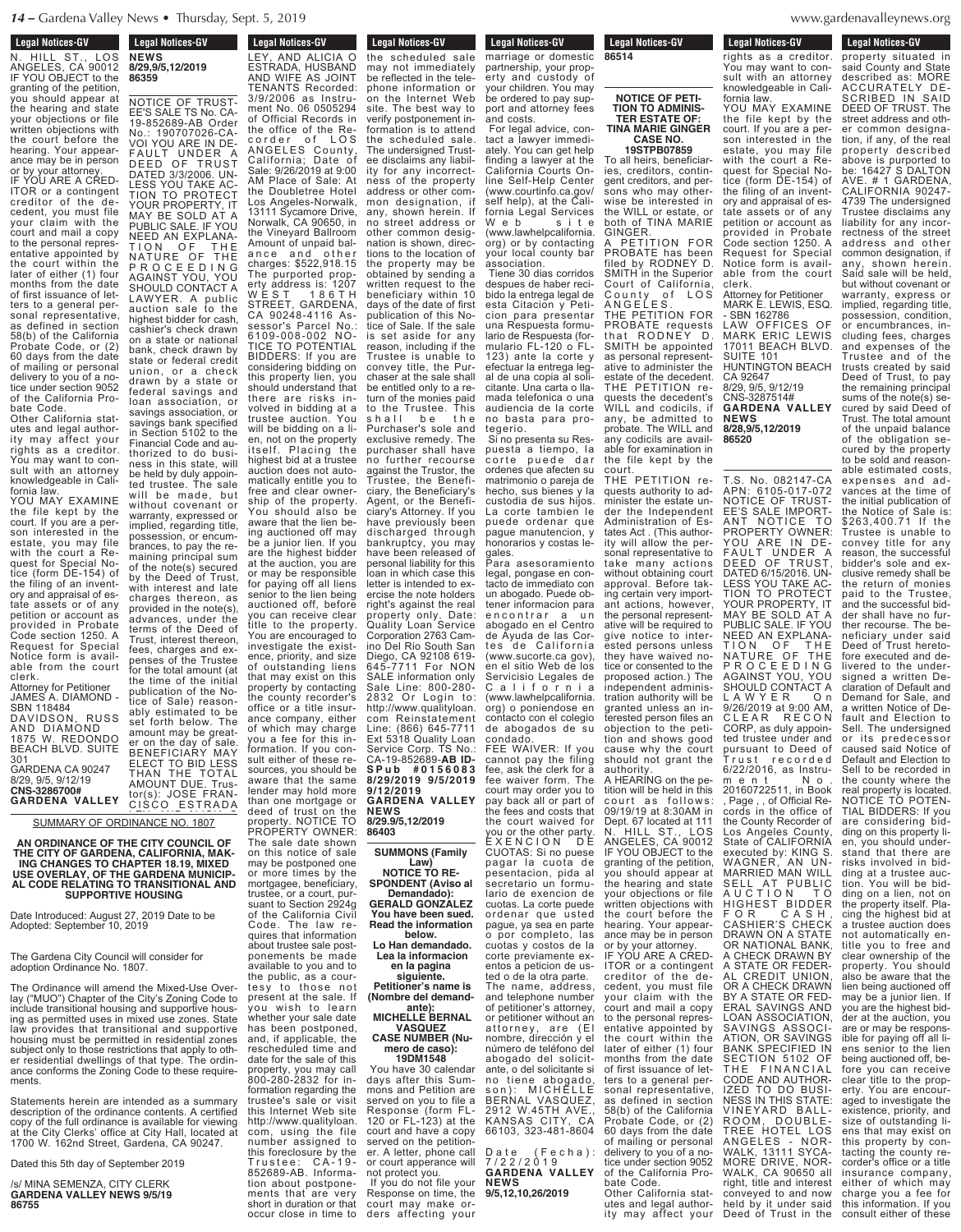**Legal Notices-GV**

N. HILL ST., LOS ANGELES, CA 90012 IF YOU OBJECT to the granting of the petition, you should appear at the hearing and state your objections or file written objections with the court before the hearing. Your appearance may be in person or by your attorney.

IF YOU ARE A CREDITOR or a contingent creditor of the decedent, you must file your claim with the court and mail a copy to the personal representative appointed by the court within the later of either (1) four months from the date of first issuance of letters to a general personal representative, as defined in section 58(b) of the California Probate Code, or (2) 60 days from the date of mailing or personal delivery to you of a notice under section 9052 of the California Probate Code.

Other California statutes and legal authority may affect your rights as a creditor. You may want to consult with an attorney knowledgeable in California law.

YOU MAY EXAMINE the file kept by the court. If you are a person interested in the estate, you may file with the court a Request for Special Notice (form DE-154) of the filing of an inventory and appraisal of estate assets or of any petition or account as provided in Probate Code section 1250. A Request for Special Notice form is available from the court clerk.

Attorney for Petitioner
JAMES A. DIAMOND - SBN 118484
DAVIDSON, RUSS AND DIAMOND
1875 W. REDONDO BEACH BLVD. SUITE 301
GARDENA CA 90247
8/29, 9/5, 9/12/19
**CNS-3286700#**
**GARDENA VALLEY NEWS**
**8/29,9/5,12/2019**
**86359**

---

SUMMARY OF ORDINANCE NO. 1807

**AN ORDINANCE OF THE CITY COUNCIL OF THE CITY OF GARDENA, CALIFORNIA, MAKING CHANGES TO CHAPTER 18.19, MIXED USE OVERLAY, OF THE GARDENA MUNICIPAL CODE RELATING TO TRANSITIONAL AND SUPPORTIVE HOUSING**

Date Introduced: August 27, 2019 Date to be Adopted: September 10, 2019

The Gardena City Council will consider for adoption Ordinance No. 1807.

The Ordinance will amend the Mixed-Use Overlay ("MUO") Chapter of the City's Zoning Code to include transitional housing and supportive housing as permitted uses in mixed use zones. State law provides that transitional and supportive housing must be permitted in residential zones subject only to those restrictions that apply to other residential dwellings of that type. The ordinance conforms the Zoning Code to these requirements.

Statements herein are intended as a summary description of the ordinance contents. A certified copy of the full ordinance is available for viewing at the City Clerks' office at City Hall, located at 1700 W. 162nd Street, Gardena, CA 90247.

Dated this 5th day of September 2019

/s/ MINA SEMENZA, CITY CLERK
**GARDENA VALLEY NEWS 9/5/19**
**86755**

---

NOTICE OF TRUSTEE'S SALE TS No. CA-19-852689-AB Order No.: 190707026-CA-VOI YOU ARE IN DEFAULT UNDER A DEED OF TRUST DATED 3/3/2006. UNLESS YOU TAKE ACTION TO PROTECT YOUR PROPERTY, IT MAY BE SOLD AT A PUBLIC SALE. IF YOU NEED AN EXPLANATION OF THE NATURE OF THE PROCEEDING AGAINST YOU, YOU SHOULD CONTACT A LAWYER. A public auction sale to the highest bidder for cash, cashier's check drawn on a state or national bank, check drawn by state or federal credit union, or a check drawn by a state or federal savings and loan association, or savings association, or savings bank specified in Section 5102 to the Financial Code and authorized to do business in this state, will be held by duly appointed trustee. The sale will be made, but without covenant or warranty, expressed or implied, regarding title, possession, or encumbrances, to pay the remaining principal sum of the note(s) secured by the Deed of Trust, with interest and late charges thereon, as provided in the note(s), advances, under the terms of the Deed of Trust, interest thereon, fees, charges and expenses of the Trustee for the total amount (at the time of the initial publication of the Notice of Sale) reasonably estimated to be set forth below. The amount may be greater on the day of sale. BENEFICIARY MAY ELECT TO BID LESS THAN THE TOTAL AMOUNT DUE. Trustor(s): JOSE FRANCISCO ESTRADA LEY, AND ALICIA O ESTRADA, HUSBAND AND WIFE AS JOINT TENANTS Recorded: 3/9/2006 as Instrument No. 06 0505294 of Official Records in the office of the Recorder of LOS ANGELES County, California; Date of Sale: 9/26/2019 at 9:00 AM Place of Sale: At the Doubletree Hotel Los Angeles-Norwalk, 13111 Sycamore Drive, Norwalk, CA 90650, in the Vineyard Ballroom Amount of unpaid balance and other charges: $522,918.15 The purported property address is: 1207 WEST 186TH STREET, GARDENA, CA 90248-4116 Assessor's Parcel No.: 6109-008-002 NOTICE TO POTENTIAL BIDDERS: If you are considering bidding on this property lien, you should understand that there are risks involved in bidding at a trustee auction. You will be bidding on a lien, not on the property itself. Placing the highest bid at a trustee auction does not automatically entitle you to free and clear ownership of the property. You should also be aware that the lien being auctioned off may be a junior lien. If you are the highest bidder at the auction, you are or may be responsible for paying off all liens senior to the lien being auctioned off, before you can receive clear title to the property. You are encouraged to investigate the existence, priority, and size of outstanding liens that may exist on this property by contacting the county recorder's office or a title insurance company, either of which may charge you a fee for this information. If you consult either of these resources, you should be aware that the same lender may hold more than one mortgage or deed of trust on the property. NOTICE TO PROPERTY OWNER: The sale date shown on this notice of sale may be postponed one or more times by the mortgagee, beneficiary, trustee, or a court, pursuant to Section 2924g of the California Civil Code. The law requires that information about trustee sale postponements be made available to you and to the public, as a courtesy to those not present at the sale. If you wish to learn whether your sale date has been postponed, and, if applicable, the rescheduled time and date for the sale of this property, you may call 800-280-2832 for information regarding the trustee's sale or visit this Internet Web site http://www.qualityloan.com, using the file number assigned to this foreclosure by the Trustee: CA-19-852689-AB. Information about postponements that are very short in duration or that occur close in time to the scheduled sale may not immediately be reflected in the telephone information or on the Internet Web site. The best way to verify postponement information is to attend the scheduled sale. The undersigned Trustee disclaims any liability for any incorrectness of the property address or other common designation, if any, shown herein. If no street address or other common designation is shown, directions to the location of the property may be obtained by sending a written request to the beneficiary within 10 days of the date of first publication of this Notice of Sale. If the sale is set aside for any reason, including if the Trustee is unable to convey title, the Purchaser at the sale shall be entitled only to a return of the monies paid to the Trustee. This shall be the Purchaser's sole and exclusive remedy. The purchaser shall have no further recourse against the Trustor, the Trustee, the Beneficiary, the Beneficiary's Agent, or the Beneficiary's Attorney. If you have previously been discharged through bankruptcy, you may have been released of personal liability for this loan in which case this letter is intended to exercise the note holders right's against the real property only. Date: Quality Loan Service Corporation 2763 Camino Del Rio South San Diego, CA 92108 619-645-7711 For NON SALE information only Sale Line: 800-280-2832 Or Login to: http://www.qualityloan.com Reinstatement Line: (866) 645-7711 Ext 5318 Quality Loan Service Corp. TS No.: CA-19-852689-AB IDSPub #0156083 8/29/2019 9/5/2019 9/12/2019
**GARDENA VALLEY NEWS**
**8/29,9/5,12/2019**
**86403**

---

**SUMMONS (Family Law)**
**NOTICE TO RESPONDENT (Aviso al Demandado):**
**GERALD GONZALEZ**
**You have been sued. Read the information below.**
**Lo Han demandado. Lea la informacion en la pagina siguiente.**
**Petitioner's name is (Nombre del demandante):**
**MICHELLE BERNAL VASQUEZ**
**CASE NUMBER (Numero de caso):**
**19DM1548**

You have 30 calendar days after this Summons and Petition are served on you to file a Response (form FL-120 or FL-123) at the court and have a copy served on the petitioner. A letter, phone call or court apperance will not protect you.

If you do not file your Response on time, the court may make orders affecting your marriage or domestic partnership, your property and custody of your children. You may be ordered to pay support and attorney fees and costs.

For legal advice, contact a lawyer immediately. You can get help finding a lawyer at the California Courts Online Self-Help Center (www.courtinfo.ca.gov/self help), at the California Legal Services Web site (www.lawhelpcalifornia.org) or by contacting your local county bar association.

Tiene 30 dias corridos despues de haber recibido la entrega legal de esta Citacion y Peticion para presentar una Respuesta formulario de Respuesta (formulario FL-120 o FL-123) ante la corte y efectuar la entrega legal de una copia al solicitante. Una carta o llamada telefonica o una audiencia de la corte no basta para protegerio.

Si no presenta su Respuesta a tiempo, la corte puede dar ordenes que afecten su matrimonio o pareja de hecho, sus bienes y la custodia de sus hijos. La corte tambien le puede ordenar que pague manutencion, y honorarios y costas legales.

Para asesoramiento legal, pongase en contacto de immediato con un abogado. Puede obtener informacion para encontrar a un abogado en el Centro de Ayuda de las Cortes de California (www.sucorte.ca.gov), en el sitio Web de los Servicios Legales de California (www.lawhelpcalifornia.org) o poniendose en contacto con el colegio de abogados de su condado.

FEE WAIVER: If you cannot pay the filing fee, ask the clerk for a fee waiver form. The court may order you to pay back all or part of the fees and costs that the court waived for you or the other party.

EXENCION DE CUOTAS: Si no puede pagar la cuota de presentacion, pida al secretario un formulario de exencion de cuotas. La corte puede ordenar que usted pague, ya sea en parte o por completo, las cuotas y costos de la corte previamente exentos a peticion de usted o de la otra parte.

The name, address, and telephone number of petitioner's attorney, or petitioner without an attorney, are (El nombre, dirección y el número de teléfono del abogado del solicitante, o del solicitante si no tiene abogado, son): MICHELLE BERNAL VASQUEZ, 2912 W.45TH AVE., KANSAS CITY, CA 66103, 323-481-8604

Date (Fecha): 7/22/2019
**GARDENA VALLEY NEWS**
**9/5,12,10,26/2019**
**86514**

---

**NOTICE OF PETITION TO ADMINISTER ESTATE OF: TINA MARIE GINGER**
**CASE NO. 19STPB07859**

To all heirs, beneficiaries, creditors, contingent creditors, and persons who may otherwise be interested in the WILL or estate, or both of TINA MARIE GINGER.

A PETITION FOR PROBATE has been filed by RODNEY D. SMITH in the Superior Court of California, County of LOS ANGELES.

THE PETITION FOR PROBATE requests that RODNEY D. SMITH be appointed as personal representative to administer the estate of the decedent.

THE PETITION requests the decedent's WILL and codicils, if any, be admitted to probate. The WILL and any codicils are available for examination in the file kept by the court.

THE PETITION requests authority to administer the estate under the Independent Administration of Estates Act. (This authority will allow the personal representative to take many actions without obtaining court approval. Before taking certain very important actions, however, the personal representative will be required to give notice to interested persons unless they have waived notice or consented to the proposed action.) The independent administration authority will be granted unless an interested person files an objection to the petition and shows good cause why the court should not grant the authority.

A HEARING on the petition will be held in this court as follows: 09/19/19 at 8:30AM in Dept. 67 located at 111 N. HILL ST., LOS ANGELES, CA 90012

IF YOU OBJECT to the granting of the petition, you should appear at the hearing and state your objections or file written objections with the court before the hearing. Your appearance may be in person or by your attorney.

IF YOU ARE A CREDITOR or a contingent creditor of the decedent, you must file your claim with the court and mail a copy to the personal representative appointed by the court within the later of either (1) four months from the date of first issuance of letters to a general personal representative, as defined in section 58(b) of the California Probate Code, or (2) 60 days from the date of mailing or personal delivery to you of a notice under section 9052 of the California Probate Code.

Other California statutes and legal authority may affect your rights as a creditor. You may want to consult with an attorney knowledgeable in California law.

YOU MAY EXAMINE the file kept by the court. If you are a person interested in the estate, you may file with the court a Request for Special Notice (form DE-154) of the filing of an inventory and appraisal of estate assets or of any petition or account as provided in Probate Code section 1250. A Request for Special Notice form is available from the court clerk.

Attorney for Petitioner
MARK E. LEWIS, ESQ. - SBN 162786
LAW OFFICES OF MARK ERIC LEWIS
17011 BEACH BLVD. SUITE 101
HUNTINGTON BEACH CA 92647
8/29, 9/5, 9/12/19
CNS-3287514#
**GARDENA VALLEY NEWS**
**8/28,9/5,12/2019**
**86520**

---

T.S. No. 082147-CA APN: 6105-017-072 NOTICE OF TRUSTEE'S SALE IMPORTANT NOTICE TO PROPERTY OWNER: YOU ARE IN DEFAULT UNDER A DEED OF TRUST, DATED 6/15/2016. UNLESS YOU TAKE ACTION TO PROTECT YOUR PROPERTY, IT MAY BE SOLD AT A PUBLIC SALE. IF YOU NEED AN EXPLANATION OF THE NATURE OF THE PROCEEDING AGAINST YOU, YOU SHOULD CONTACT A LAWYER On 9/26/2019 at 9:00 AM, CLEAR RECON CORP, as duly appointed trustee under and pursuant to Deed of Trust recorded 6/22/2016, as Instrument No. 20160722511, in Book , Page , , of Official Records in the office of the County Recorder of Los Angeles County, State of CALIFORNIA executed by: KING S. WAGNER, AN UNMARRIED MAN WILL SELL AT PUBLIC AUCTION TO HIGHEST BIDDER FOR CASH, CASHIER'S CHECK DRAWN ON A STATE OR NATIONAL BANK, A CHECK DRAWN BY A STATE OR FEDERAL CREDIT UNION, OR A CHECK DRAWN BY A STATE OR FEDERAL SAVINGS AND LOAN ASSOCIATION, SAVINGS ASSOCIATION, OR SAVINGS BANK SPECIFIED IN SECTION 5102 OF THE FINANCIAL CODE AND AUTHORIZED TO DO BUSINESS IN THIS STATE: VINEYARD BALLROOM, DOUBLETREE HOTEL LOS ANGELES - NORWALK, 13111 SYCAMORE DRIVE, NORWALK, CA 90650 all right, title and interest conveyed to and now held by it under said Deed of Trust in the property situated in said County and State described as: MORE ACCURATELY DESCRIBED IN SAID DEED OF TRUST. The street address and other common designation, if any, of the real property described above is purported to be: 16427 S DALTON AVE. # 1 GARDENA, CALIFORNIA 90247-4739 The undersigned Trustee disclaims any liability for any incorrectness of the street address and other common designation, if any, shown herein. Said sale will be held, but without covenant or warranty, express or implied, regarding title, possession, condition, or encumbrances, including fees, charges and expenses of the Trustee and of the trusts created by said Deed of Trust, to pay the remaining principal sums of the note(s) secured by said Deed of Trust. The total amount of the unpaid balance of the obligation secured by the property to be sold and reasonable estimated costs, expenses and advances at the time of the initial publication of the Notice of Sale is: $263,400.71 If the Trustee is unable to convey title for any reason, the successful bidder's sole and exclusive remedy shall be the return of monies paid to the Trustee, and the successful bidder shall have no further recourse. The beneficiary under said Deed of Trust heretofore executed and delivered to the undersigned a written Declaration of Default and Demand for Sale, and a written Notice of Default and Election to Sell. The undersigned or its predecessor caused said Notice of Default and Election to Sell to be recorded in the county where the real property is located. NOTICE TO POTENTIAL BIDDERS: If you are considering bidding on this property lien, you should understand that there are risks involved in bidding at a trustee auction. You will be bidding on a lien, not on the property itself. Placing the highest bid at a trustee auction does not automatically entitle you to free and clear ownership of the property. You should also be aware that the lien being auctioned off may be a junior lien. If you are the highest bidder at the auction, you are or may be responsible for paying off all liens senior to the lien being auctioned off, before you can receive clear title to the property. You are encouraged to investigate the existence, priority, and size of outstanding liens that may exist on this property by contacting the county recorder's office or a title insurance company, either of which may charge you a fee for this information. If you consult either of these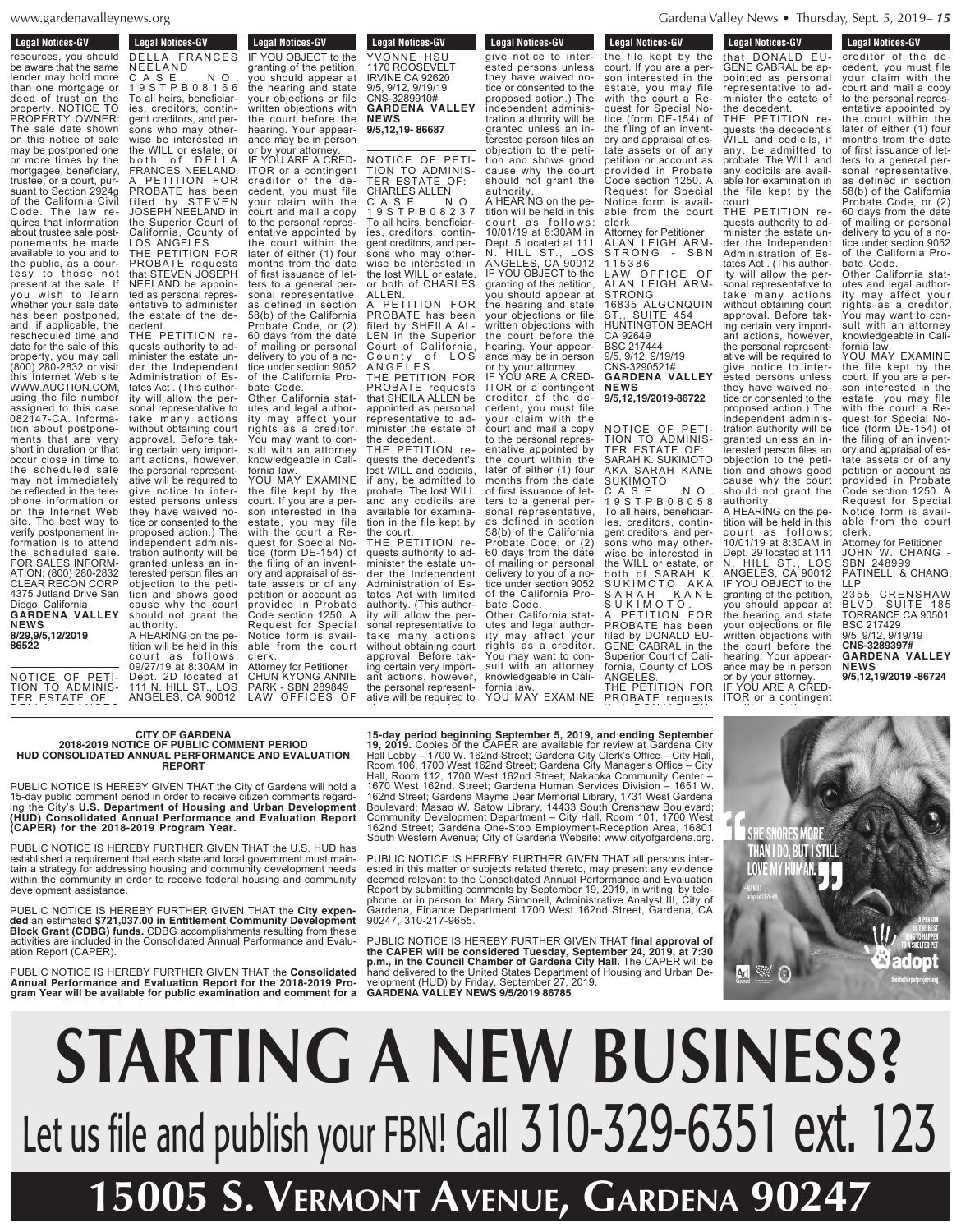Legal Notices-GV

resources, you should be aware that the same lender may hold more than one mortgage or deed of trust on the property. NOTICE TO PROPERTY OWNER: The sale date shown on this notice of sale may be postponed one or more times by the mortgagee, beneficiary, trustee, or a court, pursuant to Section 2924g of the California Civil Code. The law requires that information about trustee sale postponements be made available to you and to the public, as a courtesy to those not present at the sale. If you wish to learn whether your sale date has been postponed, and, if applicable, the rescheduled time and date for the sale of this property, you may call (800) 280-2832 or visit this Internet Web site WWW.AUCTION.COM, using the file number assigned to this case 082147-CA. Information about postponements that are very short in duration or that occur close in time to the scheduled sale may not immediately be reflected in the telephone information or on the Internet Web site. The best way to verify postponement information is to attend the scheduled sale. FOR SALES INFORMATION: (800) 280-2832 CLEAR RECON CORP 4375 Jutland Drive San Diego, California
**GARDENA VALLEY NEWS**
**8/29,9/5,12/2019**
**86522**

NOTICE OF PETITION TO ADMINISTER ESTATE OF: DELLA FRANCES NEELAND
CASE NO. 19STPB08166
To all heirs, beneficiaries, creditors, contingent creditors, and persons who may otherwise be interested in the WILL or estate, or both of DELLA FRANCES NEELAND.
A PETITION FOR PROBATE has been filed by STEVEN JOSEPH NEELAND in the Superior Court of California, County of LOS ANGELES.
THE PETITION FOR PROBATE requests that STEVEN JOSEPH NEELAND be appointed as personal representative to administer the estate of the decedent.
THE PETITION requests authority to administer the estate under the Independent Administration of Estates Act . (This authority will allow the personal representative to take many actions without obtaining court approval. Before taking certain very important actions, however, the personal representative will be required to give notice to interested persons unless they have waived notice or consented to the proposed action.) The independent administration authority will be granted unless an interested person files an objection to the petition and shows good cause why the court should not grant the authority.
A HEARING on the petition will be held in this court as follows: 09/27/19 at 8:30AM in Dept. 2D located at 111 N. HILL ST., LOS ANGELES, CA 90012
IF YOU OBJECT to the granting of the petition, you should appear at the hearing and state your objections or file written objections with the court before the hearing. Your appearance may be in person or by your attorney.
IF YOU ARE A CREDITOR or a contingent creditor of the decedent, you must file your claim with the court and mail a copy to the personal representative appointed by the court within the later of either (1) four months from the date of first issuance of letters to a general personal representative, as defined in section 58(b) of the California Probate Code, or (2) 60 days from the date of mailing or personal delivery to you of a notice under section 9052 of the California Probate Code.
Other California statutes and legal authority may affect your rights as a creditor. You may want to consult with an attorney knowledgeable in California law.
YOU MAY EXAMINE the file kept by the court. If you are a person interested in the estate, you may file with the court a Request for Special Notice (form DE-154) of the filing of an inventory and appraisal of estate assets or of any petition or account as provided in Probate Code section 1250. A Request for Special Notice form is available from the court clerk.
Attorney for Petitioner
CHUN KYONG ANNIE PARK - SBN 289849
LAW OFFICES OF YVONNE HSU
1170 ROOSEVELT
IRVINE CA 92620
9/5, 9/12, 9/19/19
CNS-3289910#
**GARDENA VALLEY NEWS**
**9/5,12,19- 86687**

NOTICE OF PETITION TO ADMINISTER ESTATE OF: CHARLES ALLEN
CASE NO. 19STPB08237
To all heirs, beneficiaries, creditors, contingent creditors, and persons who may otherwise be interested in the lost WILL or estate, or both of CHARLES ALLEN.
A PETITION FOR PROBATE has been filed by SHEILA ALLEN in the Superior Court of California, County of LOS ANGELES.
THE PETITION FOR PROBATE requests that SHEILA ALLEN be appointed as personal representative to administer the estate of the decedent.
THE PETITION requests the decedent's lost WILL and codicils, if any, be admitted to probate. The lost WILL and any codicils are available for examination in the file kept by the court.
THE PETITION requests authority to administer the estate under the Independent Administration of Estates Act with limited authority. (This authority will allow the personal representative to take many actions without obtaining court approval. Before taking certain very important actions, however, the personal representative will be required to give notice to interested persons unless they have waived notice or consented to the proposed action.) The independent administration authority will be granted unless an interested person files an objection to the petition and shows good cause why the court should not grant the authority.
A HEARING on the petition will be held in this court as follows: 10/01/19 at 8:30AM in Dept. 5 located at 111 N. HILL ST., LOS ANGELES, CA 90012
IF YOU OBJECT to the granting of the petition, you should appear at the hearing and state your objections or file written objections with the court before the hearing. Your appearance may be in person or by your attorney.
IF YOU ARE A CREDITOR or a contingent creditor of the decedent, you must file your claim with the court and mail a copy to the personal representative appointed by the court within the later of either (1) four months from the date of first issuance of letters to a general personal representative, as defined in section 58(b) of the California Probate Code, or (2) 60 days from the date of mailing or personal delivery to you of a notice under section 9052 of the California Probate Code.
Other California statutes and legal authority may affect your rights as a creditor. You may want to consult with an attorney knowledgeable in California law.
YOU MAY EXAMINE the file kept by the court. If you are a person interested in the estate, you may file with the court a Request for Special Notice (form DE-154) of the filing of an inventory and appraisal of estate assets or of any petition or account as provided in Probate Code section 1250. A Request for Special Notice form is available from the court clerk.
Attorney for Petitioner
ALAN LEIGH ARMSTRONG - SBN 115386
LAW OFFICE OF ALAN LEIGH ARMSTRONG
16835 ALGONQUIN ST., SUITE 454
HUNTINGTON BEACH CA 92649
BSC 217444
9/5, 9/12, 9/19/19
CNS-3290521#
**GARDENA VALLEY NEWS**
**9/5,12,19/2019-86722**

NOTICE OF PETITION TO ADMINISTER ESTATE OF: SARAH K. SUKIMOTO AKA SARAH KANE SUKIMOTO
CASE NO. 19STPB08058
To all heirs, beneficiaries, creditors, contingent creditors, and persons who may otherwise be interested in the WILL or estate, or both of SARAH K. SUKIMOTO AKA SARAH KANE SUKIMOTO.
A PETITION FOR PROBATE has been filed by DONALD EUGENE CABRAL in the Superior Court of California, County of LOS ANGELES.
THE PETITION FOR PROBATE requests that DONALD EUGENE CABRAL be appointed as personal representative to administer the estate of the decedent.
THE PETITION requests the decedent's WILL and codicils, if any, be admitted to probate. The WILL and any codicils are available for examination in the file kept by the court.
THE PETITION requests authority to administer the estate under the Independent Administration of Estates Act. (This authority will allow the personal representative to take many actions without obtaining court approval. Before taking certain very important actions, however, the personal representative will be required to give notice to interested persons unless they have waived notice or consented to the proposed action.) The independent administration authority will be granted unless an interested person files an objection to the petition and shows good cause why the court should not grant the authority.
A HEARING on the petition will be held in this court as follows: 10/01/19 at 8:30AM in Dept. 29 located at 111 N. HILL ST., LOS ANGELES, CA 90012
IF YOU OBJECT to the granting of the petition, you should appear at the hearing and state your objections or file written objections with the court before the hearing. Your appearance may be in person or by your attorney.
IF YOU ARE A CREDITOR or a contingent creditor of the decedent, you must file your claim with the court and mail a copy to the personal representative appointed by the court within the later of either (1) four months from the date of first issuance of letters to a general personal representative, as defined in section 58(b) of the California Probate Code, or (2) 60 days from the date of mailing or personal delivery to you of a notice under section 9052 of the California Probate Code.
Other California statutes and legal authority may affect your rights as a creditor. You may want to consult with an attorney knowledgeable in California law.
YOU MAY EXAMINE the file kept by the court. If you are a person interested in the estate, you may file with the court a Request for Special Notice (form DE-154) of the filing of an inventory and appraisal of estate assets or of any petition or account as provided in Probate Code section 1250. A Request for Special Notice form is available from the court clerk.
Attorney for Petitioner
JOHN W. CHANG - SBN 248999
PATINELLI & CHANG, LLP
2355 CRENSHAW BLVD. SUITE 185
TORRANCE CA 90501
BSC 217429
9/5, 9/12, 9/19/19
**CNS-3289397#**
**GARDENA VALLEY NEWS**
**9/5,12,19/2019 -86724**

**CITY OF GARDENA**
**2018-2019 NOTICE OF PUBLIC COMMENT PERIOD**
**HUD CONSOLIDATED ANNUAL PERFORMANCE AND EVALUATION REPORT**

PUBLIC NOTICE IS HEREBY GIVEN THAT the City of Gardena will hold a 15-day public comment period in order to receive citizen comments regarding the City's **U.S. Department of Housing and Urban Development (HUD) Consolidated Annual Performance and Evaluation Report (CAPER) for the 2018-2019 Program Year.**

PUBLIC NOTICE IS HEREBY FURTHER GIVEN THAT the U.S. HUD has established a requirement that each state and local government must maintain a strategy for addressing housing and community development needs within the community in order to receive federal housing and community development assistance.

PUBLIC NOTICE IS HEREBY FURTHER GIVEN THAT the **City expended** an estimated **$721,037.00 in Entitlement Community Development Block Grant (CDBG) funds.** CDBG accomplishments resulting from these activities are included in the Consolidated Annual Performance and Evaluation Report (CAPER).

PUBLIC NOTICE IS HEREBY FURTHER GIVEN THAT the **Consolidated Annual Performance and Evaluation Report for the 2018-2019 Program Year will be available for public examination and comment for a 15-day period beginning September 5, 2019, and ending September 19, 2019.** Copies of the CAPER are available for review at Gardena City Hall Lobby – 1700 W. 162nd Street; Gardena City Clerk's Office – City Hall, Room 106, 1700 West 162nd Street; Gardena City Manager's Office – City Hall, Room 112, 1700 West 162nd Street; Nakaoka Community Center – 1670 West 162nd. Street; Gardena Human Services Division – 1651 W. 162nd Street; Gardena Mayme Dear Memorial Library, 1731 West Gardena Boulevard; Masao W. Satow Library, 14433 South Crenshaw Boulevard; Community Development Department – City Hall, Room 101, 1700 West 162nd Street; Gardena One-Stop Employment-Reception Area, 16801 South Western Avenue; City of Gardena Website: www.cityofgardena.org.

PUBLIC NOTICE IS HEREBY FURTHER GIVEN THAT all persons interested in this matter or subjects related thereto, may present any evidence deemed relevant to the Consolidated Annual Performance and Evaluation Report by submitting comments by September 19, 2019, in writing, by telephone, or in person to: Mary Simonell, Administrative Analyst III, City of Gardena, Finance Department 1700 West 162nd Street, Gardena, CA 90247, 310-217-9655.

PUBLIC NOTICE IS HEREBY FURTHER GIVEN THAT **final approval of the CAPER will be considered Tuesday, September 24, 2019, at 7:30 p.m., in the Council Chamber of Gardena City Hall.** The CAPER will be hand delivered to the United States Department of Housing and Urban Development (HUD) by Friday, September 27, 2019.
**GARDENA VALLEY NEWS 9/5/2019 86785**

SHE SNORES MORE THAN I DO, BUT I STILL LOVE MY HUMAN.

A PERSON IS THE BEST THING TO HAPPEN TO A SHELTER PET

adopt

theshelterpetproject.org

# STARTING A NEW BUSINESS?

## Let us file and publish your FBN! Call 310-329-6351 ext. 123

## 15005 S. Vermont Avenue, Gardena 90247